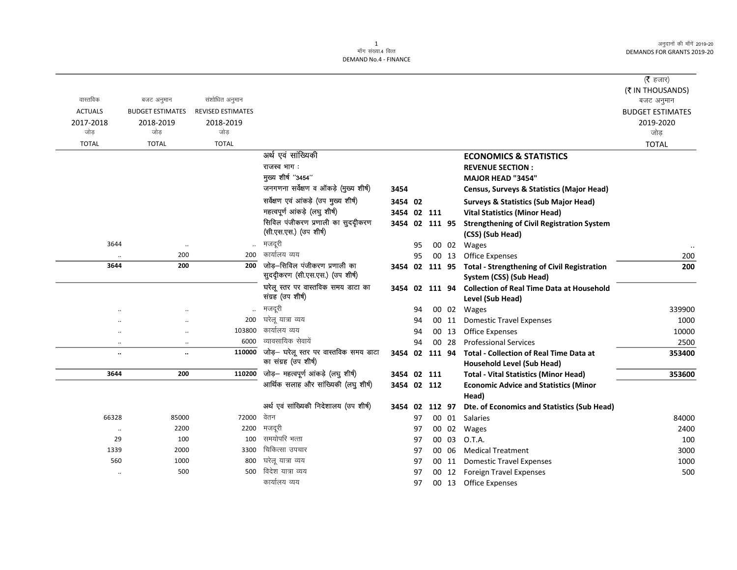मॉंग संख्या.4 वित्त
DEMAND No.4 - FINANCE

अनुदानों की माँगें 2019-20
DEMANDS FOR GRANTS 2019-20

(₹ हजार)
(₹ IN THOUSANDS)

| वास्तविक ACTUALS 2017-2018 जोड़ TOTAL | बजट अनुमान BUDGET ESTIMATES 2018-2019 जोड़ TOTAL | संशोधित अनुमान REVISED ESTIMATES 2018-2019 जोड़ TOTAL | | | | | | | बजट अनुमान BUDGET ESTIMATES 2019-2020 जोड़ TOTAL |
|---|---|---|---|---|---|---|---|---|---|
| | | | अर्थ एवं सांख्यिकी | | | | | **ECONOMICS & STATISTICS** | |
| | | | राजस्व भाग : | | | | | **REVENUE SECTION :** | |
| | | | मुख्य शीर्ष ''3454'' | | | | | **MAJOR HEAD "3454"** | |
| | | | जनगणना सर्वेक्षण व ऑकड़े (मुख्य शीर्ष) | 3454 | | | | **Census, Surveys & Statistics (Major Head)** | |
| | | | सर्वेक्षण एवं आंकड़े (उप मुख्य शीर्ष) | 3454 | 02 | | | **Surveys & Statistics (Sub Major Head)** | |
| | | | महत्वपूर्ण आंकड़े (लघु शीर्ष) | 3454 | 02 | 111 | | **Vital Statistics (Minor Head)** | |
| | | | सिविल पंजीकरण प्रणाली का सुदृढ़ीकरण (सी.एस.एस.) (उप शीर्ष) | 3454 | 02 | 111 | 95 | **Strengthening of Civil Registration System (CSS) (Sub Head)** | |
| 3644 | .. | .. | मजदूरी | | 95 | 00 | 02 | Wages | .. |
| .. | 200 | 200 | कार्यालय व्यय | | 95 | 00 | 13 | Office Expenses | 200 |
| **3644** | **200** | **200** | जोड़–सिविल पंजीकरण प्रणाली का सुदृढ़ीकरण (सी.एस.एस.) (उप शीर्ष) | 3454 | 02 | 111 | 95 | **Total - Strengthening of Civil Registration System (CSS) (Sub Head)** | **200** |
| | | | घरेलू स्तर पर वास्तविक समय डाटा का संग्रह (उप शीर्ष) | 3454 | 02 | 111 | 94 | **Collection of Real Time Data at Household Level (Sub Head)** | |
| .. | .. | .. | मजदूरी | | 94 | 00 | 02 | Wages | 339900 |
| .. | .. | 200 | घरेलू यात्रा व्यय | | 94 | 00 | 11 | Domestic Travel Expenses | 1000 |
| .. | .. | 103800 | कार्यालय व्यय | | 94 | 00 | 13 | Office Expenses | 10000 |
| .. | .. | 6000 | व्यावसायिक सेवायें | | 94 | 00 | 28 | Professional Services | 2500 |
| **..** | **..** | **110000** | जोड़– घरेलू स्तर पर वास्तविक समय डाटा का संग्रह (उप शीर्ष) | 3454 | 02 | 111 | 94 | **Total - Collection of Real Time Data at Household Level (Sub Head)** | **353400** |
| **3644** | **200** | **110200** | जोड़– महत्वपूर्ण आंकड़े (लघु शीर्ष) | 3454 | 02 | 111 | | **Total - Vital Statistics (Minor Head)** | **353600** |
| | | | आर्थिक सलाह और सांख्यिकी (लघु शीर्ष) | 3454 | 02 | 112 | | **Economic Advice and Statistics (Minor Head)** | |
| | | | अर्थ एवं सांख्यिकी निदेशालय (उप शीर्ष) | 3454 | 02 | 112 | 97 | **Dte. of Economics and Statistics (Sub Head)** | |
| 66328 | 85000 | 72000 | वेतन | | 97 | 00 | 01 | Salaries | 84000 |
| .. | 2200 | 2200 | मजदूरी | | 97 | 00 | 02 | Wages | 2400 |
| 29 | 100 | 100 | समयोपरि भत्ता | | 97 | 00 | 03 | O.T.A. | 100 |
| 1339 | 2000 | 3300 | चिकित्सा उपचार | | 97 | 00 | 06 | Medical Treatment | 3000 |
| 560 | 1000 | 800 | घरेलू यात्रा व्यय | | 97 | 00 | 11 | Domestic Travel Expenses | 1000 |
| .. | 500 | 500 | विदेश यात्रा व्यय | | 97 | 00 | 12 | Foreign Travel Expenses | 500 |
| | | | कार्यालय व्यय | | 97 | 00 | 13 | Office Expenses | |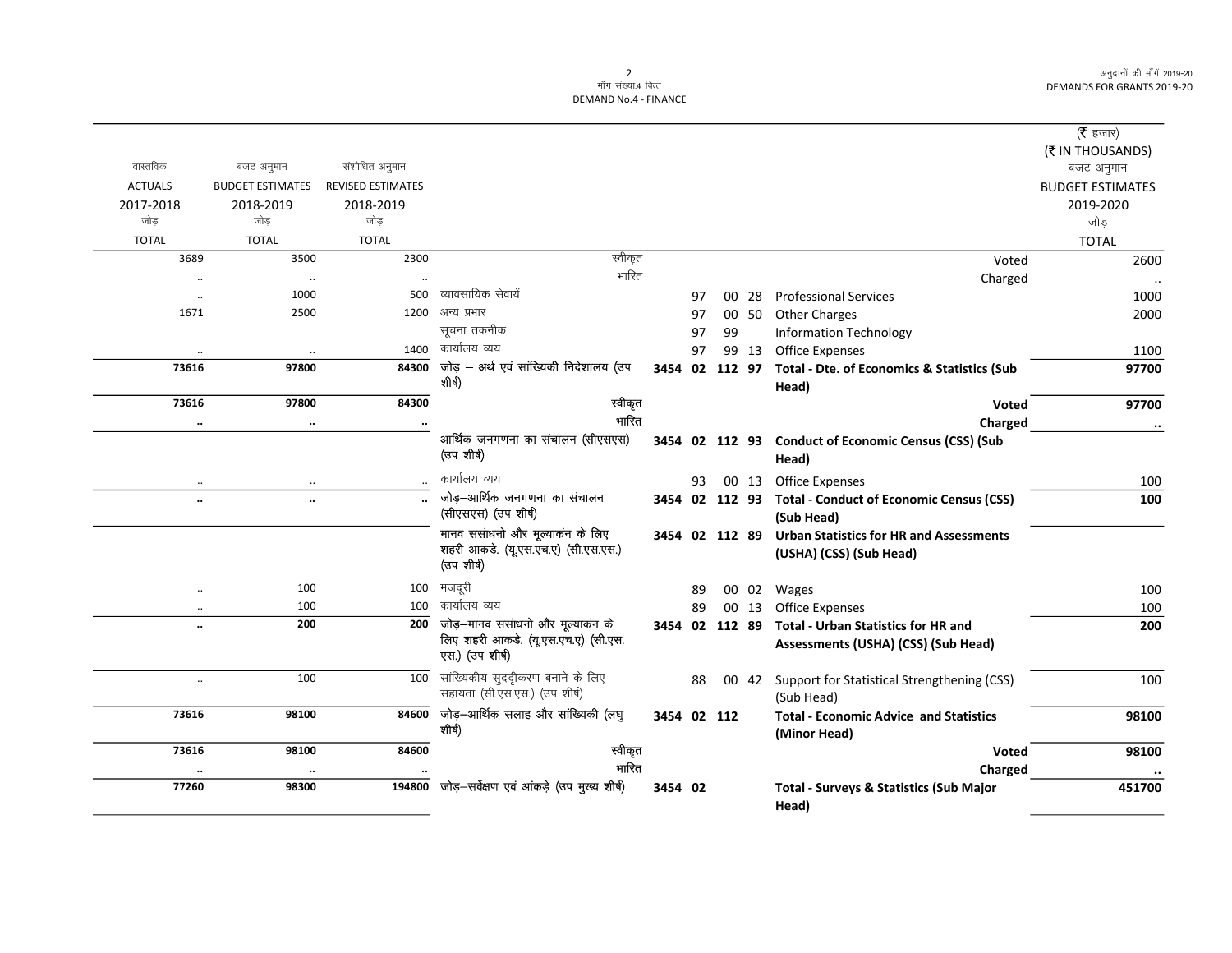| वास्तविक ACTUALS 2017-2018 जोड़ TOTAL | बजट अनुमान BUDGET ESTIMATES 2018-2019 जोड़ TOTAL | संशोधित अनुमान REVISED ESTIMATES 2018-2019 जोड़ TOTAL | | | | (₹ हजार) (₹ IN THOUSANDS) बजट अनुमान BUDGET ESTIMATES 2019-2020 जोड़ TOTAL |
|---|---|---|---|---|---|---|
| 3689 | 3500 | 2300 | स्वीकृत | | Voted | 2600 |
| .. | .. | .. | भारित | | Charged | .. |
| .. | 1000 | 500 | व्यावसायिक सेवायें | 97 00 28 | Professional Services | 1000 |
| 1671 | 2500 | 1200 | अन्य प्रभार | 97 00 50 | Other Charges | 2000 |
| | | | सूचना तकनीक | 97 99 | Information Technology | |
| .. | .. | 1400 | कार्यालय व्यय | 97 99 13 | Office Expenses | 1100 |
| **73616** | **97800** | **84300** | **जोड़ – अर्थ एवं सांख्यिकी निदेशालय (उप शीर्ष)** | **3454 02 112 97** | **Total - Dte. of Economics & Statistics (Sub Head)** | **97700** |
| **73616** | **97800** | **84300** | **स्वीकृत** | | **Voted** | **97700** |
| **..** | **..** | **..** | **भारित** | | **Charged** | **..** |
| | | | **आर्थिक जनगणना का संचालन (सीएसएस) (उप शीर्ष)** | **3454 02 112 93** | **Conduct of Economic Census (CSS) (Sub Head)** | |
| .. | .. | .. | कार्यालय व्यय | 93 00 13 | Office Expenses | 100 |
| **..** | **..** | **..** | **जोड़–आर्थिक जनगणना का संचालन (सीएसएस) (उप शीर्ष)** | **3454 02 112 93** | **Total - Conduct of Economic Census (CSS) (Sub Head)** | **100** |
| | | | **मानव ससांधनो और मूल्याकंन के लिए शहरी आकडे. (यू.एस.एच.ए) (सी.एस.एस.) (उप शीर्ष)** | **3454 02 112 89** | **Urban Statistics for HR and Assessments (USHA) (CSS) (Sub Head)** | |
| .. | 100 | 100 | मजदूरी | 89 00 02 | Wages | 100 |
| .. | 100 | 100 | कार्यालय व्यय | 89 00 13 | Office Expenses | 100 |
| **..** | **200** | **200** | **जोड़–मानव ससांधनो और मूल्याकंन के लिए शहरी आकडे. (यू.एस.एच.ए) (सी.एस.एस.) (उप शीर्ष)** | **3454 02 112 89** | **Total - Urban Statistics for HR and Assessments (USHA) (CSS) (Sub Head)** | **200** |
| .. | 100 | 100 | सांख्यिकीय सुदृढ़ीकरण बनाने के लिए सहायता (सी.एस.एस.) (उप शीर्ष) | 88 00 42 | Support for Statistical Strengthening (CSS) (Sub Head) | 100 |
| **73616** | **98100** | **84600** | **जोड़–आर्थिक सलाह और सांख्यिकी (लघु शीर्ष)** | **3454 02 112** | **Total - Economic Advice and Statistics (Minor Head)** | **98100** |
| **73616** | **98100** | **84600** | **स्वीकृत** | | **Voted** | **98100** |
| **..** | **..** | **..** | **भारित** | | **Charged** | **..** |
| **77260** | **98300** | **194800** | **जोड़–सर्वेक्षण एवं आंकड़े (उप मुख्य शीर्ष)** | **3454 02** | **Total - Surveys & Statistics (Sub Major Head)** | **451700** |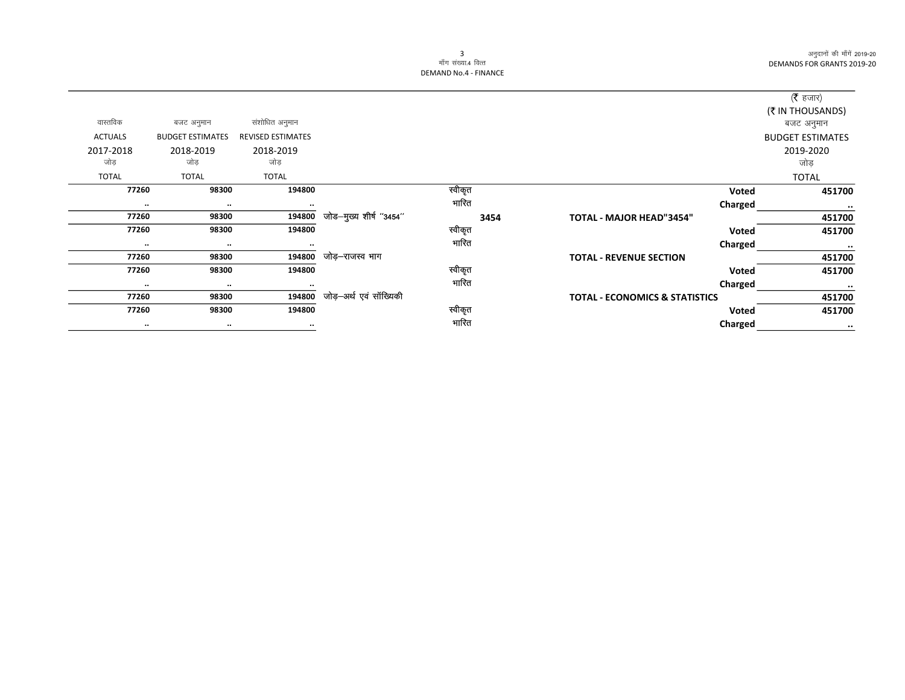| वास्तविक ACTUALS 2017-2018 जोड़ TOTAL | बजट अनुमान BUDGET ESTIMATES 2018-2019 जोड़ TOTAL | संशोधित अनुमान REVISED ESTIMATES 2018-2019 जोड़ TOTAL | | | | | (₹ हजार) (₹ IN THOUSANDS) बजट अनुमान BUDGET ESTIMATES 2019-2020 जोड़ TOTAL |
|---|---|---|---|---|---|---|---|
| 77260 | 98300 | 194800 | | स्वीकृत | | Voted | 451700 |
| .. | .. | .. | | भारित | | Charged | .. |
| 77260 | 98300 | 194800 | जोड–मुख्य शीर्ष ''3454'' | | 3454 | TOTAL - MAJOR HEAD"3454" | 451700 |
| 77260 | 98300 | 194800 | | स्वीकृत | | Voted | 451700 |
| .. | .. | .. | | भारित | | Charged | .. |
| 77260 | 98300 | 194800 | जोड़–राजस्व भाग | | | TOTAL - REVENUE SECTION | 451700 |
| 77260 | 98300 | 194800 | | स्वीकृत | | Voted | 451700 |
| .. | .. | .. | | भारित | | Charged | .. |
| 77260 | 98300 | 194800 | जोड़–अर्थ एवं सॉख्यिकी | | | TOTAL - ECONOMICS & STATISTICS | 451700 |
| 77260 | 98300 | 194800 | | स्वीकृत | | Voted | 451700 |
| .. | .. | .. | | भारित | | Charged | .. |